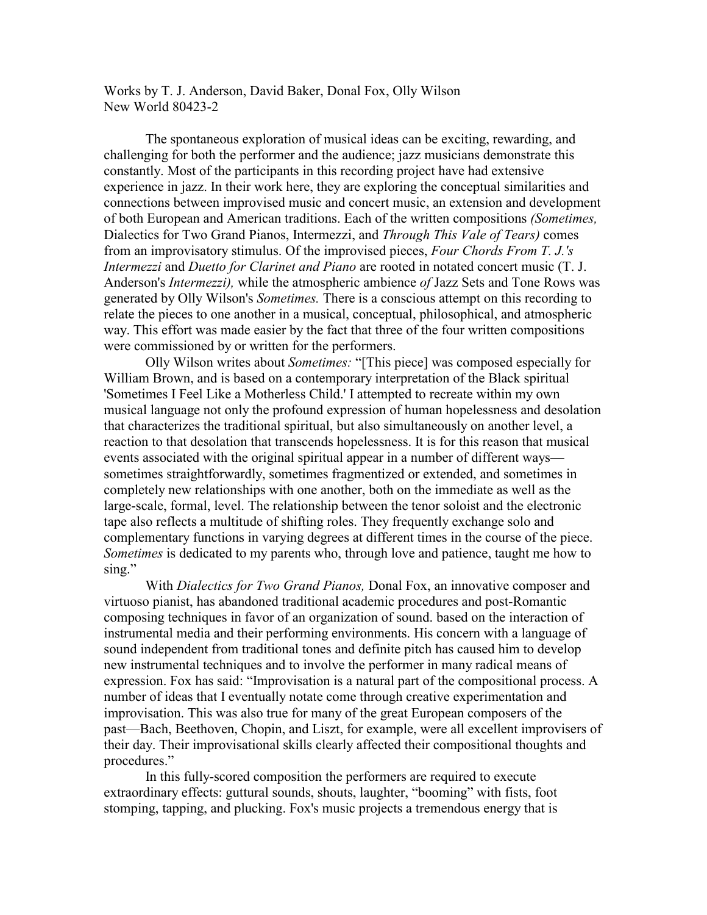Works by T. J. Anderson, David Baker, Donal Fox, Olly Wilson
New World 80423-2

The spontaneous exploration of musical ideas can be exciting, rewarding, and challenging for both the performer and the audience; jazz musicians demonstrate this constantly. Most of the participants in this recording project have had extensive experience in jazz. In their work here, they are exploring the conceptual similarities and connections between improvised music and concert music, an extension and development of both European and American traditions. Each of the written compositions *(Sometimes,* Dialectics for Two Grand Pianos, Intermezzi, and *Through This Vale of Tears)* comes from an improvisatory stimulus. Of the improvised pieces, *Four Chords From T. J.'s Intermezzi* and *Duetto for Clarinet and Piano* are rooted in notated concert music (T. J. Anderson's *Intermezzi),* while the atmospheric ambience *of* Jazz Sets and Tone Rows was generated by Olly Wilson's *Sometimes.* There is a conscious attempt on this recording to relate the pieces to one another in a musical, conceptual, philosophical, and atmospheric way. This effort was made easier by the fact that three of the four written compositions were commissioned by or written for the performers.

Olly Wilson writes about *Sometimes:* "[This piece] was composed especially for William Brown, and is based on a contemporary interpretation of the Black spiritual 'Sometimes I Feel Like a Motherless Child.' I attempted to recreate within my own musical language not only the profound expression of human hopelessness and desolation that characterizes the traditional spiritual, but also simultaneously on another level, a reaction to that desolation that transcends hopelessness. It is for this reason that musical events associated with the original spiritual appear in a number of different ways—sometimes straightforwardly, sometimes fragmentized or extended, and sometimes in completely new relationships with one another, both on the immediate as well as the large-scale, formal, level. The relationship between the tenor soloist and the electronic tape also reflects a multitude of shifting roles. They frequently exchange solo and complementary functions in varying degrees at different times in the course of the piece. *Sometimes* is dedicated to my parents who, through love and patience, taught me how to sing."

With *Dialectics for Two Grand Pianos,* Donal Fox, an innovative composer and virtuoso pianist, has abandoned traditional academic procedures and post-Romantic composing techniques in favor of an organization of sound. based on the interaction of instrumental media and their performing environments. His concern with a language of sound independent from traditional tones and definite pitch has caused him to develop new instrumental techniques and to involve the performer in many radical means of expression. Fox has said: "Improvisation is a natural part of the compositional process. A number of ideas that I eventually notate come through creative experimentation and improvisation. This was also true for many of the great European composers of the past—Bach, Beethoven, Chopin, and Liszt, for example, were all excellent improvisers of their day. Their improvisational skills clearly affected their compositional thoughts and procedures."

In this fully-scored composition the performers are required to execute extraordinary effects: guttural sounds, shouts, laughter, "booming" with fists, foot stomping, tapping, and plucking. Fox's music projects a tremendous energy that is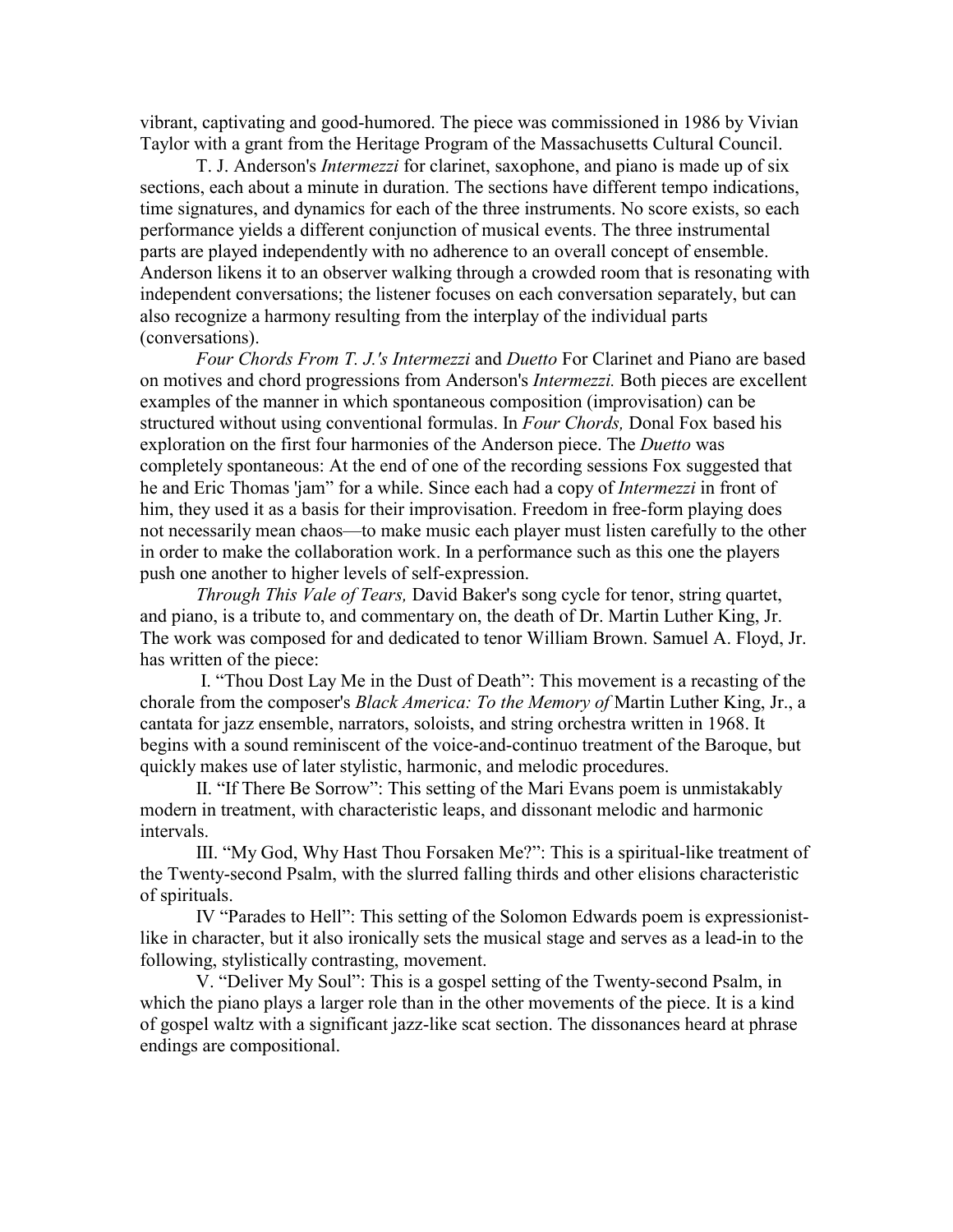vibrant, captivating and good-humored. The piece was commissioned in 1986 by Vivian Taylor with a grant from the Heritage Program of the Massachusetts Cultural Council.

T. J. Anderson's *Intermezzi* for clarinet, saxophone, and piano is made up of six sections, each about a minute in duration. The sections have different tempo indications, time signatures, and dynamics for each of the three instruments. No score exists, so each performance yields a different conjunction of musical events. The three instrumental parts are played independently with no adherence to an overall concept of ensemble. Anderson likens it to an observer walking through a crowded room that is resonating with independent conversations; the listener focuses on each conversation separately, but can also recognize a harmony resulting from the interplay of the individual parts (conversations).

*Four Chords From T. J.'s Intermezzi* and *Duetto* For Clarinet and Piano are based on motives and chord progressions from Anderson's *Intermezzi.* Both pieces are excellent examples of the manner in which spontaneous composition (improvisation) can be structured without using conventional formulas. In *Four Chords,* Donal Fox based his exploration on the first four harmonies of the Anderson piece. The *Duetto* was completely spontaneous: At the end of one of the recording sessions Fox suggested that he and Eric Thomas 'jam" for a while. Since each had a copy of *Intermezzi* in front of him, they used it as a basis for their improvisation. Freedom in free-form playing does not necessarily mean chaos—to make music each player must listen carefully to the other in order to make the collaboration work. In a performance such as this one the players push one another to higher levels of self-expression.

*Through This Vale of Tears,* David Baker's song cycle for tenor, string quartet, and piano, is a tribute to, and commentary on, the death of Dr. Martin Luther King, Jr. The work was composed for and dedicated to tenor William Brown. Samuel A. Floyd, Jr. has written of the piece:

I. "Thou Dost Lay Me in the Dust of Death": This movement is a recasting of the chorale from the composer's *Black America: To the Memory of* Martin Luther King, Jr., a cantata for jazz ensemble, narrators, soloists, and string orchestra written in 1968. It begins with a sound reminiscent of the voice-and-continuo treatment of the Baroque, but quickly makes use of later stylistic, harmonic, and melodic procedures.

II. "If There Be Sorrow": This setting of the Mari Evans poem is unmistakably modern in treatment, with characteristic leaps, and dissonant melodic and harmonic intervals.

III. "My God, Why Hast Thou Forsaken Me?": This is a spiritual-like treatment of the Twenty-second Psalm, with the slurred falling thirds and other elisions characteristic of spirituals.

IV "Parades to Hell": This setting of the Solomon Edwards poem is expressionist-like in character, but it also ironically sets the musical stage and serves as a lead-in to the following, stylistically contrasting, movement.

V. "Deliver My Soul": This is a gospel setting of the Twenty-second Psalm, in which the piano plays a larger role than in the other movements of the piece. It is a kind of gospel waltz with a significant jazz-like scat section. The dissonances heard at phrase endings are compositional.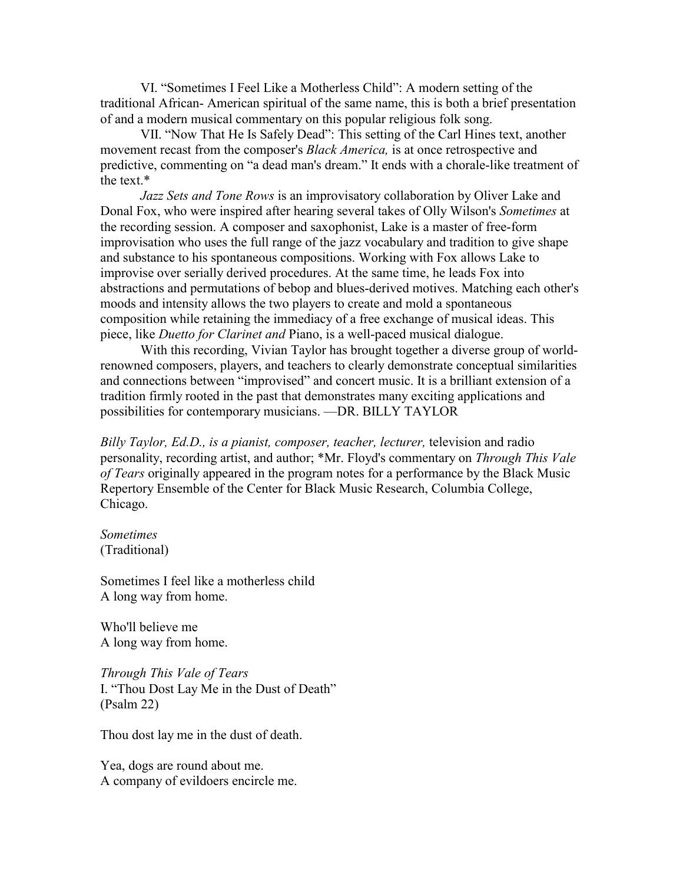VI. "Sometimes I Feel Like a Motherless Child": A modern setting of the traditional African- American spiritual of the same name, this is both a brief presentation of and a modern musical commentary on this popular religious folk song.

VII. "Now That He Is Safely Dead": This setting of the Carl Hines text, another movement recast from the composer's *Black America,* is at once retrospective and predictive, commenting on "a dead man's dream." It ends with a chorale-like treatment of the text.*

*Jazz Sets and Tone Rows* is an improvisatory collaboration by Oliver Lake and Donal Fox, who were inspired after hearing several takes of Olly Wilson's *Sometimes* at the recording session. A composer and saxophonist, Lake is a master of free-form improvisation who uses the full range of the jazz vocabulary and tradition to give shape and substance to his spontaneous compositions. Working with Fox allows Lake to improvise over serially derived procedures. At the same time, he leads Fox into abstractions and permutations of bebop and blues-derived motives. Matching each other's moods and intensity allows the two players to create and mold a spontaneous composition while retaining the immediacy of a free exchange of musical ideas. This piece, like *Duetto for Clarinet and* Piano, is a well-paced musical dialogue.

With this recording, Vivian Taylor has brought together a diverse group of world-renowned composers, players, and teachers to clearly demonstrate conceptual similarities and connections between "improvised" and concert music. It is a brilliant extension of a tradition firmly rooted in the past that demonstrates many exciting applications and possibilities for contemporary musicians. —DR. BILLY TAYLOR

*Billy Taylor, Ed.D., is a pianist, composer, teacher, lecturer,* television and radio personality, recording artist, and author; *Mr. Floyd's commentary on *Through This Vale of Tears* originally appeared in the program notes for a performance by the Black Music Repertory Ensemble of the Center for Black Music Research, Columbia College, Chicago.

*Sometimes*
(Traditional)

Sometimes I feel like a motherless child
A long way from home.

Who'll believe me
A long way from home.

*Through This Vale of Tears*
I. "Thou Dost Lay Me in the Dust of Death"
(Psalm 22)

Thou dost lay me in the dust of death.

Yea, dogs are round about me.
A company of evildoers encircle me.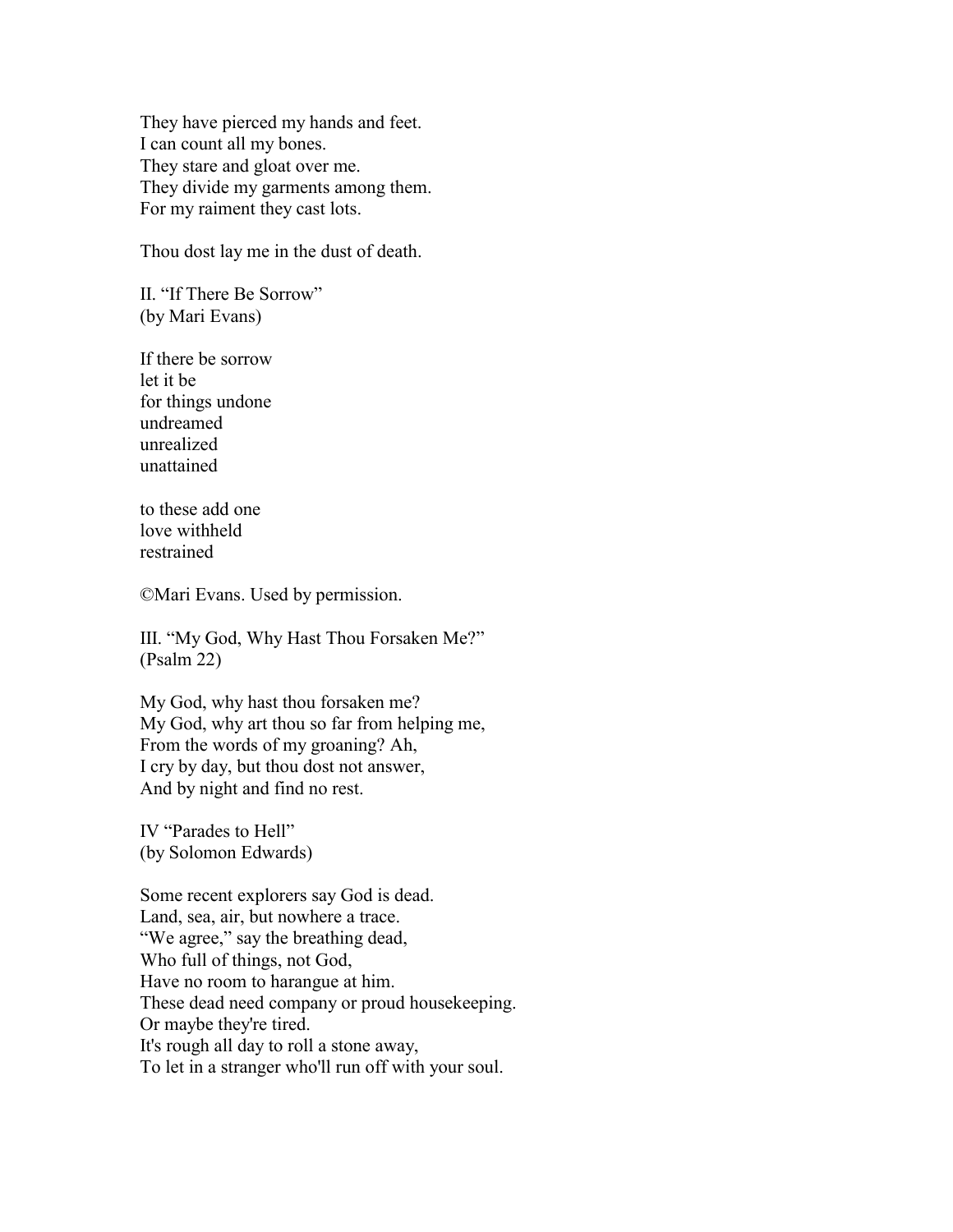They have pierced my hands and feet.  
I can count all my bones.  
They stare and gloat over me.  
They divide my garments among them.  
For my raiment they cast lots.

Thou dost lay me in the dust of death.

II. "If There Be Sorrow"  
(by Mari Evans)

If there be sorrow  
let it be  
for things undone  
undreamed  
unrealized  
unattained

to these add one  
love withheld  
restrained

©Mari Evans. Used by permission.

III. "My God, Why Hast Thou Forsaken Me?"  
(Psalm 22)

My God, why hast thou forsaken me?  
My God, why art thou so far from helping me,  
From the words of my groaning? Ah,  
I cry by day, but thou dost not answer,  
And by night and find no rest.

IV "Parades to Hell"  
(by Solomon Edwards)

Some recent explorers say God is dead.  
Land, sea, air, but nowhere a trace.  
"We agree," say the breathing dead,  
Who full of things, not God,  
Have no room to harangue at him.  
These dead need company or proud housekeeping.  
Or maybe they're tired.  
It's rough all day to roll a stone away,  
To let in a stranger who'll run off with your soul.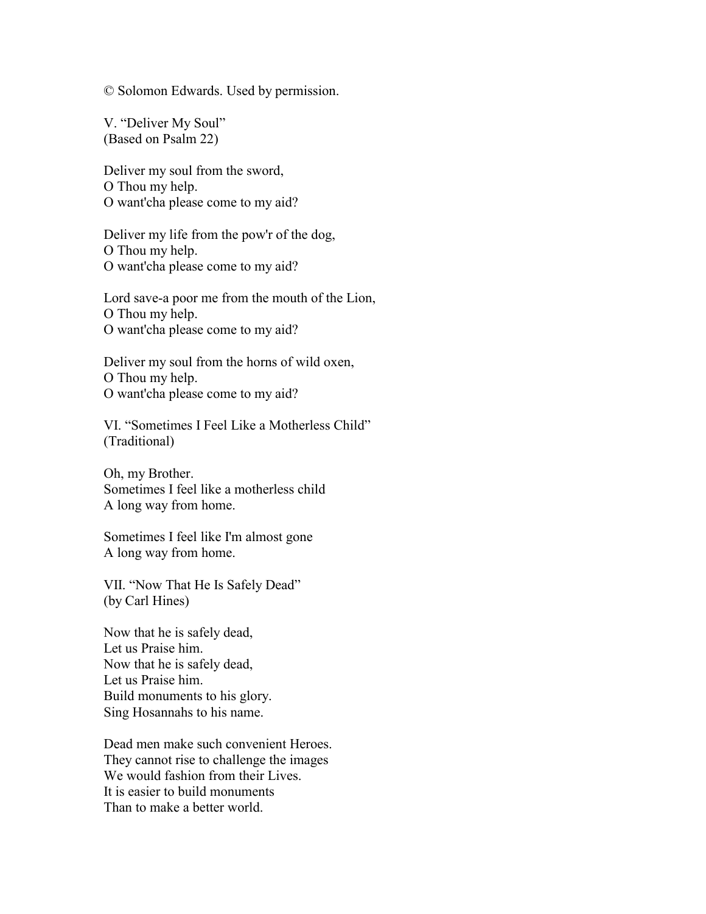© Solomon Edwards. Used by permission.

V. "Deliver My Soul"
(Based on Psalm 22)

Deliver my soul from the sword,
O Thou my help.
O want'cha please come to my aid?

Deliver my life from the pow'r of the dog,
O Thou my help.
O want'cha please come to my aid?

Lord save-a poor me from the mouth of the Lion,
O Thou my help.
O want'cha please come to my aid?

Deliver my soul from the horns of wild oxen,
O Thou my help.
O want'cha please come to my aid?

VI. "Sometimes I Feel Like a Motherless Child"
(Traditional)

Oh, my Brother.
Sometimes I feel like a motherless child
A long way from home.

Sometimes I feel like I'm almost gone
A long way from home.

VII. "Now That He Is Safely Dead"
(by Carl Hines)

Now that he is safely dead,
Let us Praise him.
Now that he is safely dead,
Let us Praise him.
Build monuments to his glory.
Sing Hosannahs to his name.

Dead men make such convenient Heroes.
They cannot rise to challenge the images
We would fashion from their Lives.
It is easier to build monuments
Than to make a better world.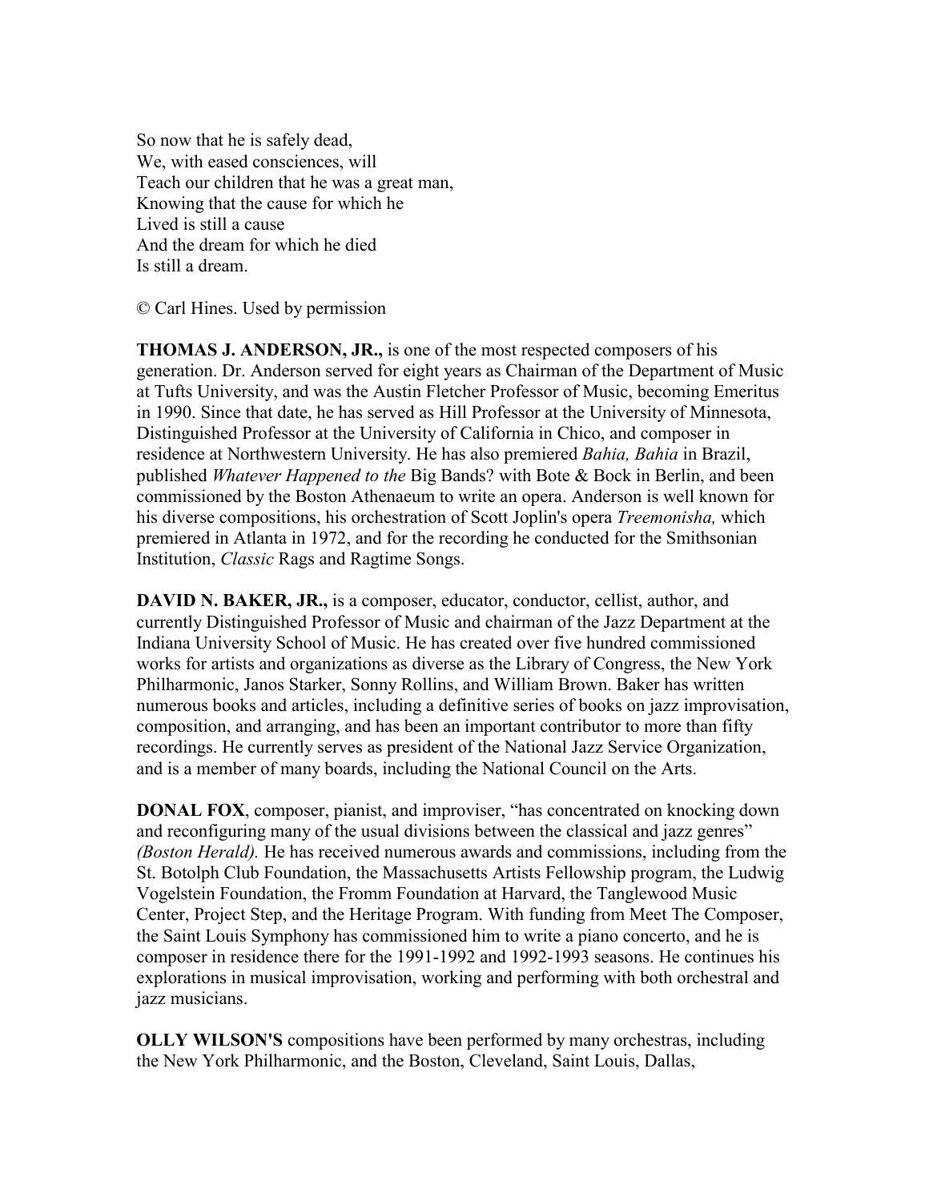So now that he is safely dead,
We, with eased consciences, will
Teach our children that he was a great man,
Knowing that the cause for which he
Lived is still a cause
And the dream for which he died
Is still a dream.

© Carl Hines. Used by permission

**THOMAS J. ANDERSON, JR.,** is one of the most respected composers of his generation. Dr. Anderson served for eight years as Chairman of the Department of Music at Tufts University, and was the Austin Fletcher Professor of Music, becoming Emeritus in 1990. Since that date, he has served as Hill Professor at the University of Minnesota, Distinguished Professor at the University of California in Chico, and composer in residence at Northwestern University. He has also premiered *Bahia, Bahia* in Brazil, published *Whatever Happened to the* Big Bands? with Bote & Bock in Berlin, and been commissioned by the Boston Athenaeum to write an opera. Anderson is well known for his diverse compositions, his orchestration of Scott Joplin's opera *Treemonisha,* which premiered in Atlanta in 1972, and for the recording he conducted for the Smithsonian Institution, *Classic* Rags and Ragtime Songs.

**DAVID N. BAKER, JR.,** is a composer, educator, conductor, cellist, author, and currently Distinguished Professor of Music and chairman of the Jazz Department at the Indiana University School of Music. He has created over five hundred commissioned works for artists and organizations as diverse as the Library of Congress, the New York Philharmonic, Janos Starker, Sonny Rollins, and William Brown. Baker has written numerous books and articles, including a definitive series of books on jazz improvisation, composition, and arranging, and has been an important contributor to more than fifty recordings. He currently serves as president of the National Jazz Service Organization, and is a member of many boards, including the National Council on the Arts.

**DONAL FOX**, composer, pianist, and improviser, "has concentrated on knocking down and reconfiguring many of the usual divisions between the classical and jazz genres" *(Boston Herald).* He has received numerous awards and commissions, including from the St. Botolph Club Foundation, the Massachusetts Artists Fellowship program, the Ludwig Vogelstein Foundation, the Fromm Foundation at Harvard, the Tanglewood Music Center, Project Step, and the Heritage Program. With funding from Meet The Composer, the Saint Louis Symphony has commissioned him to write a piano concerto, and he is composer in residence there for the 1991-1992 and 1992-1993 seasons. He continues his explorations in musical improvisation, working and performing with both orchestral and jazz musicians.

**OLLY WILSON'S** compositions have been performed by many orchestras, including the New York Philharmonic, and the Boston, Cleveland, Saint Louis, Dallas,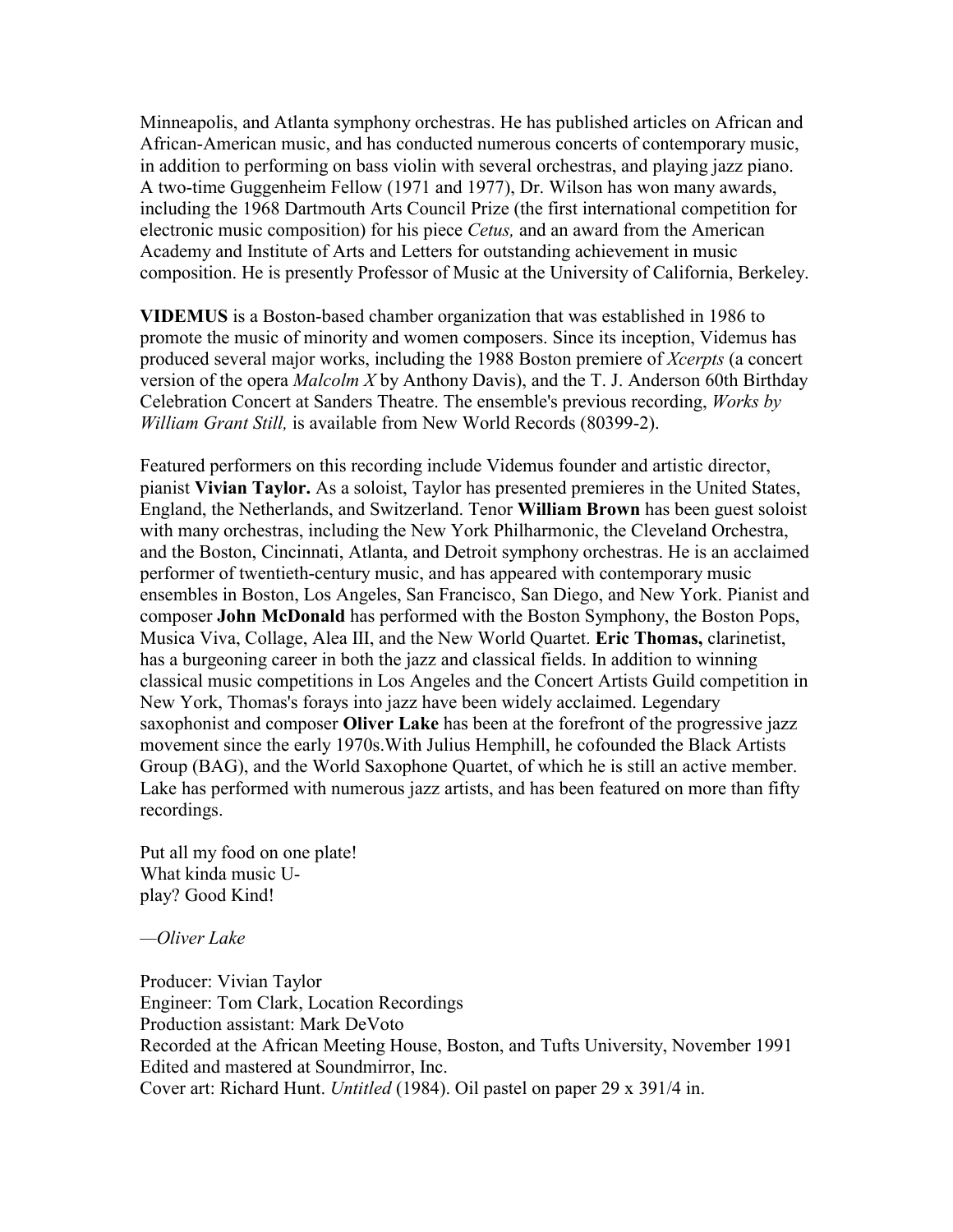Minneapolis, and Atlanta symphony orchestras. He has published articles on African and African-American music, and has conducted numerous concerts of contemporary music, in addition to performing on bass violin with several orchestras, and playing jazz piano. A two-time Guggenheim Fellow (1971 and 1977), Dr. Wilson has won many awards, including the 1968 Dartmouth Arts Council Prize (the first international competition for electronic music composition) for his piece *Cetus,* and an award from the American Academy and Institute of Arts and Letters for outstanding achievement in music composition. He is presently Professor of Music at the University of California, Berkeley.

**VIDEMUS** is a Boston-based chamber organization that was established in 1986 to promote the music of minority and women composers. Since its inception, Videmus has produced several major works, including the 1988 Boston premiere of *Xcerpts* (a concert version of the opera *Malcolm X* by Anthony Davis), and the T. J. Anderson 60th Birthday Celebration Concert at Sanders Theatre. The ensemble's previous recording, *Works by William Grant Still,* is available from New World Records (80399-2).

Featured performers on this recording include Videmus founder and artistic director, pianist **Vivian Taylor.** As a soloist, Taylor has presented premieres in the United States, England, the Netherlands, and Switzerland. Tenor **William Brown** has been guest soloist with many orchestras, including the New York Philharmonic, the Cleveland Orchestra, and the Boston, Cincinnati, Atlanta, and Detroit symphony orchestras. He is an acclaimed performer of twentieth-century music, and has appeared with contemporary music ensembles in Boston, Los Angeles, San Francisco, San Diego, and New York. Pianist and composer **John McDonald** has performed with the Boston Symphony, the Boston Pops, Musica Viva, Collage, Alea III, and the New World Quartet. **Eric Thomas,** clarinetist, has a burgeoning career in both the jazz and classical fields. In addition to winning classical music competitions in Los Angeles and the Concert Artists Guild competition in New York, Thomas's forays into jazz have been widely acclaimed. Legendary saxophonist and composer **Oliver Lake** has been at the forefront of the progressive jazz movement since the early 1970s.With Julius Hemphill, he cofounded the Black Artists Group (BAG), and the World Saxophone Quartet, of which he is still an active member. Lake has performed with numerous jazz artists, and has been featured on more than fifty recordings.

Put all my food on one plate!  
What kinda music U-  
play? Good Kind!

—*Oliver Lake*

Producer: Vivian Taylor  
Engineer: Tom Clark, Location Recordings  
Production assistant: Mark DeVoto  
Recorded at the African Meeting House, Boston, and Tufts University, November 1991  
Edited and mastered at Soundmirror, Inc.  
Cover art: Richard Hunt. *Untitled* (1984). Oil pastel on paper 29 x 391/4 in.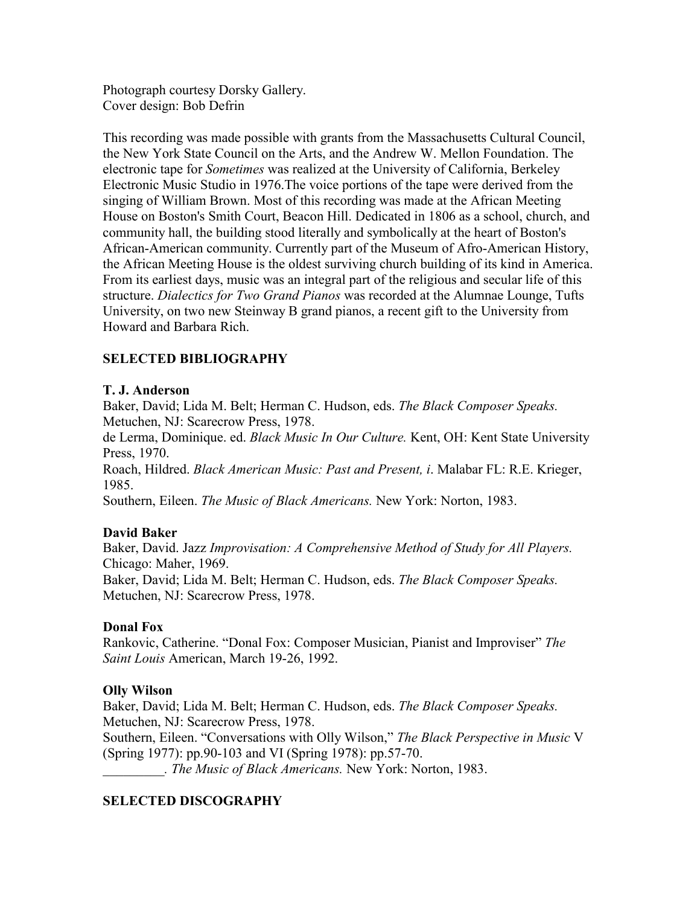Photograph courtesy Dorsky Gallery.
Cover design: Bob Defrin

This recording was made possible with grants from the Massachusetts Cultural Council, the New York State Council on the Arts, and the Andrew W. Mellon Foundation. The electronic tape for *Sometimes* was realized at the University of California, Berkeley Electronic Music Studio in 1976.The voice portions of the tape were derived from the singing of William Brown. Most of this recording was made at the African Meeting House on Boston's Smith Court, Beacon Hill. Dedicated in 1806 as a school, church, and community hall, the building stood literally and symbolically at the heart of Boston's African-American community. Currently part of the Museum of Afro-American History, the African Meeting House is the oldest surviving church building of its kind in America. From its earliest days, music was an integral part of the religious and secular life of this structure. *Dialectics for Two Grand Pianos* was recorded at the Alumnae Lounge, Tufts University, on two new Steinway B grand pianos, a recent gift to the University from Howard and Barbara Rich.

## SELECTED BIBLIOGRAPHY

**T. J. Anderson**

Baker, David; Lida M. Belt; Herman C. Hudson, eds. *The Black Composer Speaks.* Metuchen, NJ: Scarecrow Press, 1978.

de Lerma, Dominique. ed. *Black Music In Our Culture.* Kent, OH: Kent State University Press, 1970.

Roach, Hildred. *Black American Music: Past and Present, i*. Malabar FL: R.E. Krieger, 1985.

Southern, Eileen. *The Music of Black Americans.* New York: Norton, 1983.

**David Baker**

Baker, David. Jazz *Improvisation: A Comprehensive Method of Study for All Players.* Chicago: Maher, 1969.

Baker, David; Lida M. Belt; Herman C. Hudson, eds. *The Black Composer Speaks.* Metuchen, NJ: Scarecrow Press, 1978.

**Donal Fox**

Rankovic, Catherine. "Donal Fox: Composer Musician, Pianist and Improviser" *The Saint Louis* American, March 19-26, 1992.

**Olly Wilson**

Baker, David; Lida M. Belt; Herman C. Hudson, eds. *The Black Composer Speaks.* Metuchen, NJ: Scarecrow Press, 1978.

Southern, Eileen. "Conversations with Olly Wilson," *The Black Perspective in Music* V (Spring 1977): pp.90-103 and VI (Spring 1978): pp.57-70.

_________. *The Music of Black Americans.* New York: Norton, 1983.

## SELECTED DISCOGRAPHY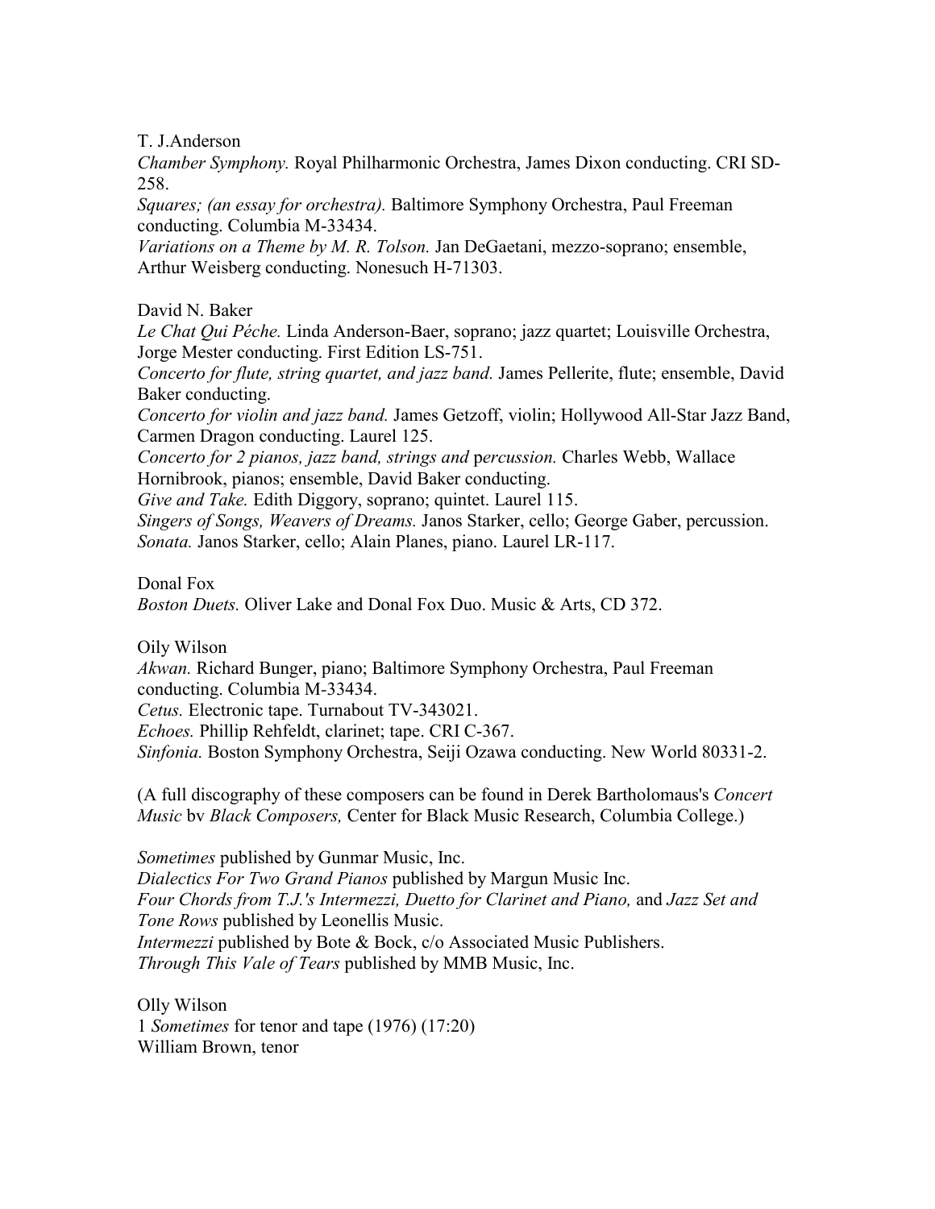T. J.Anderson

*Chamber Symphony.* Royal Philharmonic Orchestra, James Dixon conducting. CRI SD-258.

*Squares; (an essay for orchestra).* Baltimore Symphony Orchestra, Paul Freeman conducting. Columbia M-33434.

*Variations on a Theme by M. R. Tolson.* Jan DeGaetani, mezzo-soprano; ensemble, Arthur Weisberg conducting. Nonesuch H-71303.

David N. Baker

*Le Chat Qui Péche.* Linda Anderson-Baer, soprano; jazz quartet; Louisville Orchestra, Jorge Mester conducting. First Edition LS-751.

*Concerto for flute, string quartet, and jazz band.* James Pellerite, flute; ensemble, David Baker conducting.

*Concerto for violin and jazz band.* James Getzoff, violin; Hollywood All-Star Jazz Band, Carmen Dragon conducting. Laurel 125.

*Concerto for 2 pianos, jazz band, strings and* percussion. Charles Webb, Wallace Hornibrook, pianos; ensemble, David Baker conducting.

*Give and Take.* Edith Diggory, soprano; quintet. Laurel 115.

*Singers of Songs, Weavers of Dreams.* Janos Starker, cello; George Gaber, percussion.

*Sonata.* Janos Starker, cello; Alain Planes, piano. Laurel LR-117.

Donal Fox

*Boston Duets.* Oliver Lake and Donal Fox Duo. Music & Arts, CD 372.

Oily Wilson

*Akwan.* Richard Bunger, piano; Baltimore Symphony Orchestra, Paul Freeman conducting. Columbia M-33434.

*Cetus.* Electronic tape. Turnabout TV-343021.

*Echoes.* Phillip Rehfeldt, clarinet; tape. CRI C-367.

*Sinfonia.* Boston Symphony Orchestra, Seiji Ozawa conducting. New World 80331-2.

(A full discography of these composers can be found in Derek Bartholomaus's *Concert Music* bv *Black Composers,* Center for Black Music Research, Columbia College.)

*Sometimes* published by Gunmar Music, Inc.

*Dialectics For Two Grand Pianos* published by Margun Music Inc.

*Four Chords from T.J.'s Intermezzi, Duetto for Clarinet and Piano,* and *Jazz Set and Tone Rows* published by Leonellis Music.

*Intermezzi* published by Bote & Bock, c/o Associated Music Publishers.

*Through This Vale of Tears* published by MMB Music, Inc.

Olly Wilson

1 *Sometimes* for tenor and tape (1976) (17:20)

William Brown, tenor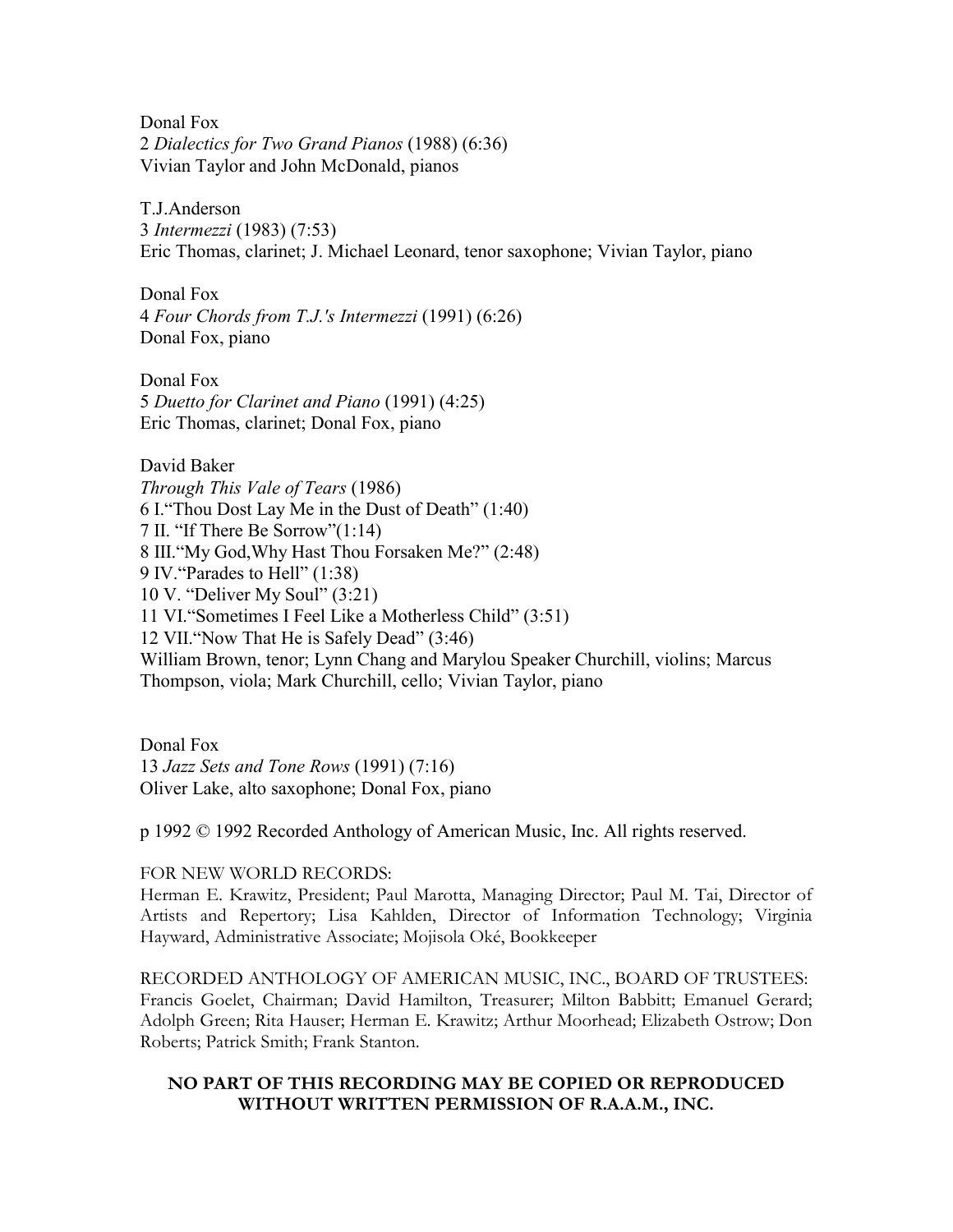Donal Fox
2 *Dialectics for Two Grand Pianos* (1988) (6:36)
Vivian Taylor and John McDonald, pianos

T.J.Anderson
3 *Intermezzi* (1983) (7:53)
Eric Thomas, clarinet; J. Michael Leonard, tenor saxophone; Vivian Taylor, piano

Donal Fox
4 *Four Chords from T.J.'s Intermezzi* (1991) (6:26)
Donal Fox, piano

Donal Fox
5 *Duetto for Clarinet and Piano* (1991) (4:25)
Eric Thomas, clarinet; Donal Fox, piano

David Baker
*Through This Vale of Tears* (1986)
6 I."Thou Dost Lay Me in the Dust of Death" (1:40)
7 II. "If There Be Sorrow"(1:14)
8 III."My God,Why Hast Thou Forsaken Me?" (2:48)
9 IV."Parades to Hell" (1:38)
10 V. "Deliver My Soul" (3:21)
11 VI."Sometimes I Feel Like a Motherless Child" (3:51)
12 VII."Now That He is Safely Dead" (3:46)
William Brown, tenor; Lynn Chang and Marylou Speaker Churchill, violins; Marcus Thompson, viola; Mark Churchill, cello; Vivian Taylor, piano

Donal Fox
13 *Jazz Sets and Tone Rows* (1991) (7:16)
Oliver Lake, alto saxophone; Donal Fox, piano

p 1992 © 1992 Recorded Anthology of American Music, Inc. All rights reserved.

FOR NEW WORLD RECORDS:
Herman E. Krawitz, President; Paul Marotta, Managing Director; Paul M. Tai, Director of Artists and Repertory; Lisa Kahlden, Director of Information Technology; Virginia Hayward, Administrative Associate; Mojisola Oké, Bookkeeper

RECORDED ANTHOLOGY OF AMERICAN MUSIC, INC., BOARD OF TRUSTEES:
Francis Goelet, Chairman; David Hamilton, Treasurer; Milton Babbitt; Emanuel Gerard; Adolph Green; Rita Hauser; Herman E. Krawitz; Arthur Moorhead; Elizabeth Ostrow; Don Roberts; Patrick Smith; Frank Stanton.

**NO PART OF THIS RECORDING MAY BE COPIED OR REPRODUCED WITHOUT WRITTEN PERMISSION OF R.A.A.M., INC.**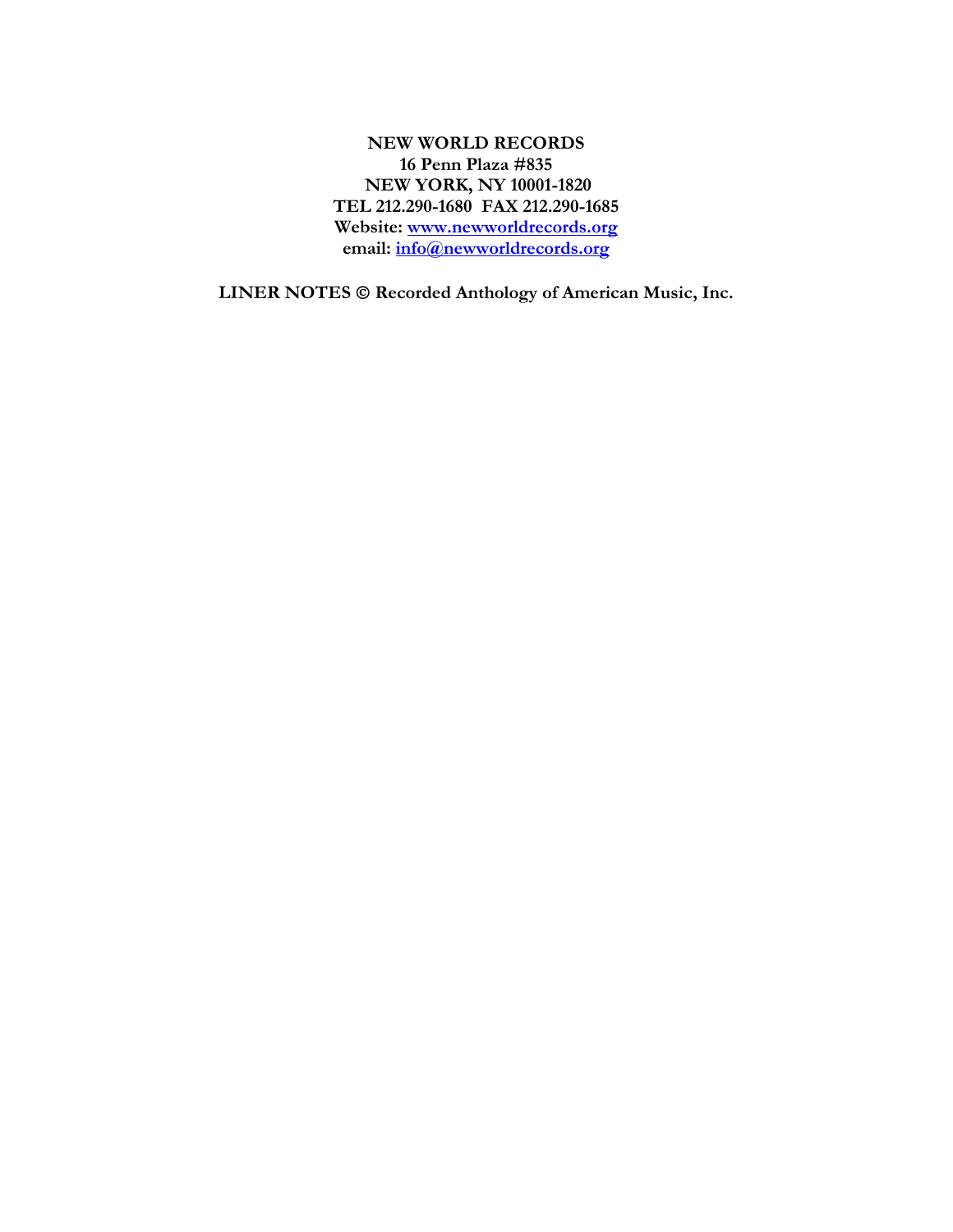**NEW WORLD RECORDS**
**16 Penn Plaza #835**
**NEW YORK, NY 10001-1820**
**TEL 212.290-1680 FAX 212.290-1685**
**Website: [www.newworldrecords.org](http://www.newworldrecords.org)**
**email: [info@newworldrecords.org](mailto:info@newworldrecords.org)**

**LINER NOTES © Recorded Anthology of American Music, Inc.**